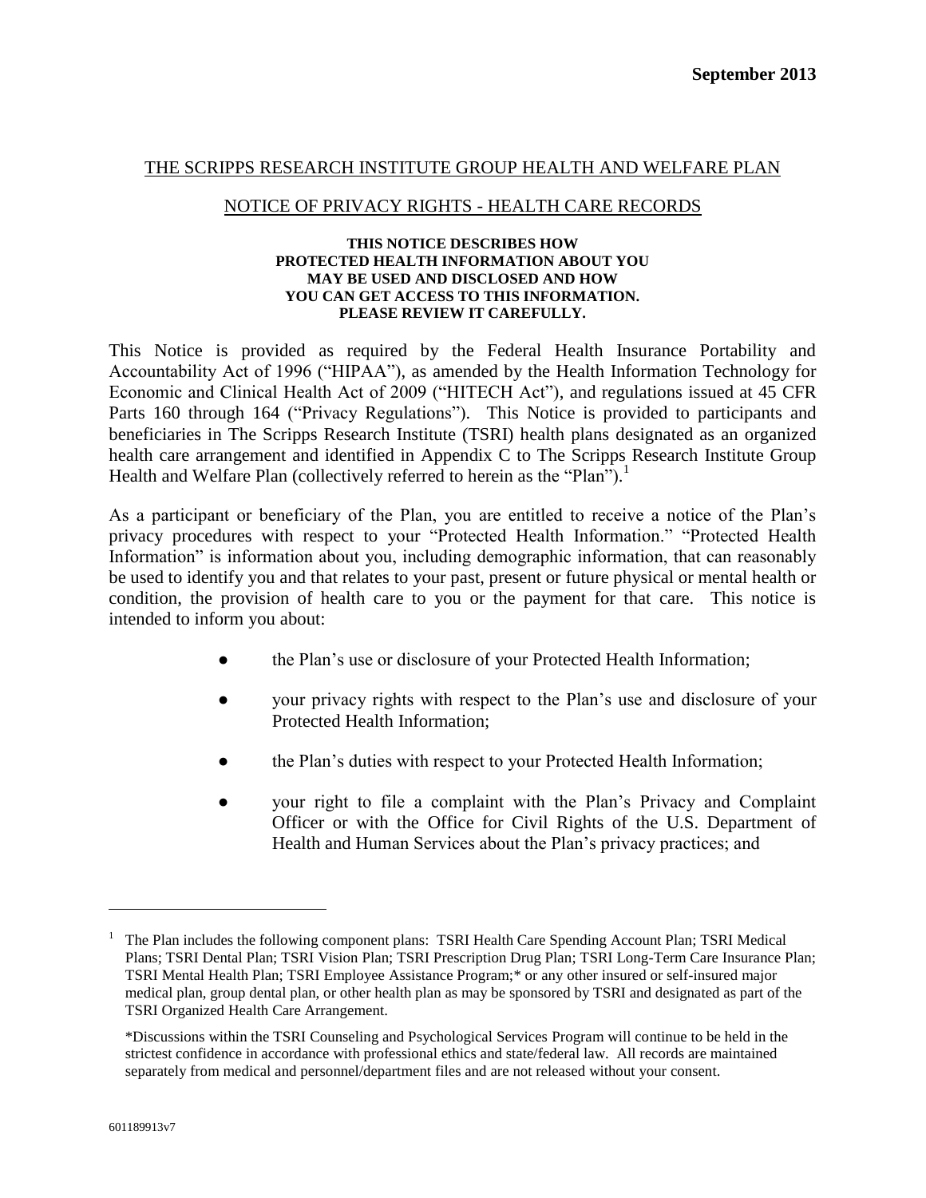**September 2013**

# THE SCRIPPS RESEARCH INSTITUTE GROUP HEALTH AND WELFARE PLAN

## NOTICE OF PRIVACY RIGHTS - HEALTH CARE RECORDS

**THIS NOTICE DESCRIBES HOW PROTECTED HEALTH INFORMATION ABOUT YOU MAY BE USED AND DISCLOSED AND HOW YOU CAN GET ACCESS TO THIS INFORMATION. PLEASE REVIEW IT CAREFULLY.**

This Notice is provided as required by the Federal Health Insurance Portability and Accountability Act of 1996 ("HIPAA"), as amended by the Health Information Technology for Economic and Clinical Health Act of 2009 ("HITECH Act"), and regulations issued at 45 CFR Parts 160 through 164 ("Privacy Regulations"). This Notice is provided to participants and beneficiaries in The Scripps Research Institute (TSRI) health plans designated as an organized health care arrangement and identified in Appendix C to The Scripps Research Institute Group Health and Welfare Plan (collectively referred to herein as the "Plan").[1]

As a participant or beneficiary of the Plan, you are entitled to receive a notice of the Plan's privacy procedures with respect to your "Protected Health Information." "Protected Health Information" is information about you, including demographic information, that can reasonably be used to identify you and that relates to your past, present or future physical or mental health or condition, the provision of health care to you or the payment for that care. This notice is intended to inform you about:

- the Plan's use or disclosure of your Protected Health Information;
- your privacy rights with respect to the Plan's use and disclosure of your Protected Health Information;
- the Plan's duties with respect to your Protected Health Information;
- your right to file a complaint with the Plan's Privacy and Complaint Officer or with the Office for Civil Rights of the U.S. Department of Health and Human Services about the Plan's privacy practices; and

---

[1] The Plan includes the following component plans: TSRI Health Care Spending Account Plan; TSRI Medical Plans; TSRI Dental Plan; TSRI Vision Plan; TSRI Prescription Drug Plan; TSRI Long-Term Care Insurance Plan; TSRI Mental Health Plan; TSRI Employee Assistance Program;* or any other insured or self-insured major medical plan, group dental plan, or other health plan as may be sponsored by TSRI and designated as part of the TSRI Organized Health Care Arrangement.

*Discussions within the TSRI Counseling and Psychological Services Program will continue to be held in the strictest confidence in accordance with professional ethics and state/federal law. All records are maintained separately from medical and personnel/department files and are not released without your consent.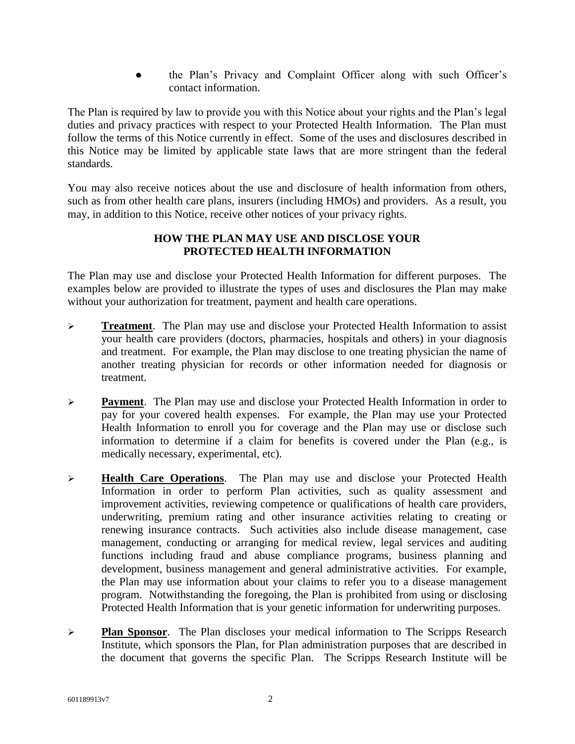- the Plan's Privacy and Complaint Officer along with such Officer's contact information.

The Plan is required by law to provide you with this Notice about your rights and the Plan's legal duties and privacy practices with respect to your Protected Health Information. The Plan must follow the terms of this Notice currently in effect. Some of the uses and disclosures described in this Notice may be limited by applicable state laws that are more stringent than the federal standards.

You may also receive notices about the use and disclosure of health information from others, such as from other health care plans, insurers (including HMOs) and providers. As a result, you may, in addition to this Notice, receive other notices of your privacy rights.

## HOW THE PLAN MAY USE AND DISCLOSE YOUR PROTECTED HEALTH INFORMATION

The Plan may use and disclose your Protected Health Information for different purposes. The examples below are provided to illustrate the types of uses and disclosures the Plan may make without your authorization for treatment, payment and health care operations.

- **Treatment**. The Plan may use and disclose your Protected Health Information to assist your health care providers (doctors, pharmacies, hospitals and others) in your diagnosis and treatment. For example, the Plan may disclose to one treating physician the name of another treating physician for records or other information needed for diagnosis or treatment.

- **Payment**. The Plan may use and disclose your Protected Health Information in order to pay for your covered health expenses. For example, the Plan may use your Protected Health Information to enroll you for coverage and the Plan may use or disclose such information to determine if a claim for benefits is covered under the Plan (e.g., is medically necessary, experimental, etc).

- **Health Care Operations**. The Plan may use and disclose your Protected Health Information in order to perform Plan activities, such as quality assessment and improvement activities, reviewing competence or qualifications of health care providers, underwriting, premium rating and other insurance activities relating to creating or renewing insurance contracts. Such activities also include disease management, case management, conducting or arranging for medical review, legal services and auditing functions including fraud and abuse compliance programs, business planning and development, business management and general administrative activities. For example, the Plan may use information about your claims to refer you to a disease management program. Notwithstanding the foregoing, the Plan is prohibited from using or disclosing Protected Health Information that is your genetic information for underwriting purposes.

- **Plan Sponsor**. The Plan discloses your medical information to The Scripps Research Institute, which sponsors the Plan, for Plan administration purposes that are described in the document that governs the specific Plan. The Scripps Research Institute will be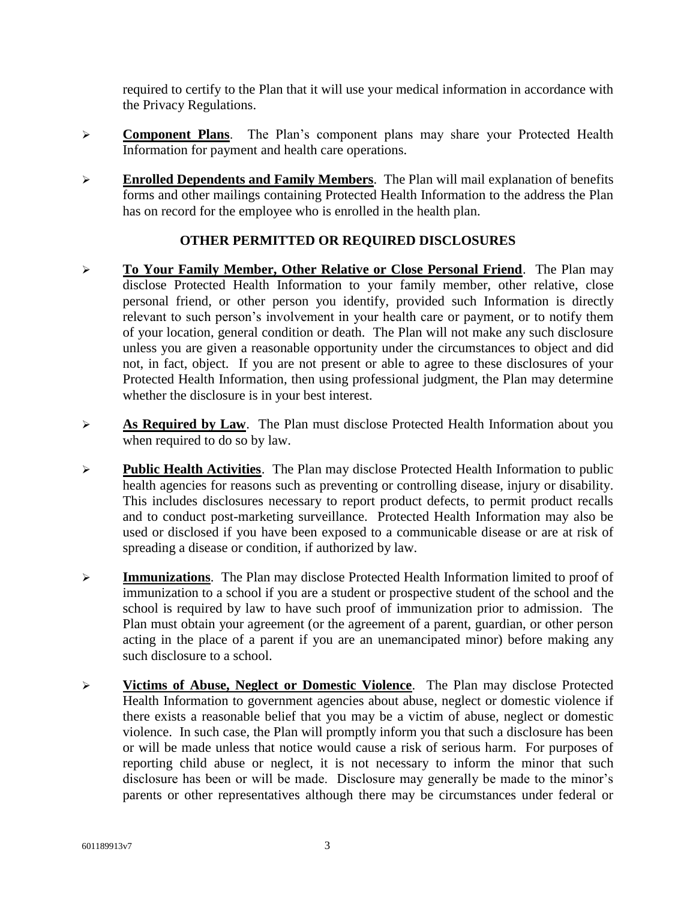required to certify to the Plan that it will use your medical information in accordance with the Privacy Regulations.

- **Component Plans**. The Plan's component plans may share your Protected Health Information for payment and health care operations.

- **Enrolled Dependents and Family Members**. The Plan will mail explanation of benefits forms and other mailings containing Protected Health Information to the address the Plan has on record for the employee who is enrolled in the health plan.

### OTHER PERMITTED OR REQUIRED DISCLOSURES

- **To Your Family Member, Other Relative or Close Personal Friend**. The Plan may disclose Protected Health Information to your family member, other relative, close personal friend, or other person you identify, provided such Information is directly relevant to such person's involvement in your health care or payment, or to notify them of your location, general condition or death. The Plan will not make any such disclosure unless you are given a reasonable opportunity under the circumstances to object and did not, in fact, object. If you are not present or able to agree to these disclosures of your Protected Health Information, then using professional judgment, the Plan may determine whether the disclosure is in your best interest.

- **As Required by Law**. The Plan must disclose Protected Health Information about you when required to do so by law.

- **Public Health Activities**. The Plan may disclose Protected Health Information to public health agencies for reasons such as preventing or controlling disease, injury or disability. This includes disclosures necessary to report product defects, to permit product recalls and to conduct post-marketing surveillance. Protected Health Information may also be used or disclosed if you have been exposed to a communicable disease or are at risk of spreading a disease or condition, if authorized by law.

- **Immunizations**. The Plan may disclose Protected Health Information limited to proof of immunization to a school if you are a student or prospective student of the school and the school is required by law to have such proof of immunization prior to admission. The Plan must obtain your agreement (or the agreement of a parent, guardian, or other person acting in the place of a parent if you are an unemancipated minor) before making any such disclosure to a school.

- **Victims of Abuse, Neglect or Domestic Violence**. The Plan may disclose Protected Health Information to government agencies about abuse, neglect or domestic violence if there exists a reasonable belief that you may be a victim of abuse, neglect or domestic violence. In such case, the Plan will promptly inform you that such a disclosure has been or will be made unless that notice would cause a risk of serious harm. For purposes of reporting child abuse or neglect, it is not necessary to inform the minor that such disclosure has been or will be made. Disclosure may generally be made to the minor's parents or other representatives although there may be circumstances under federal or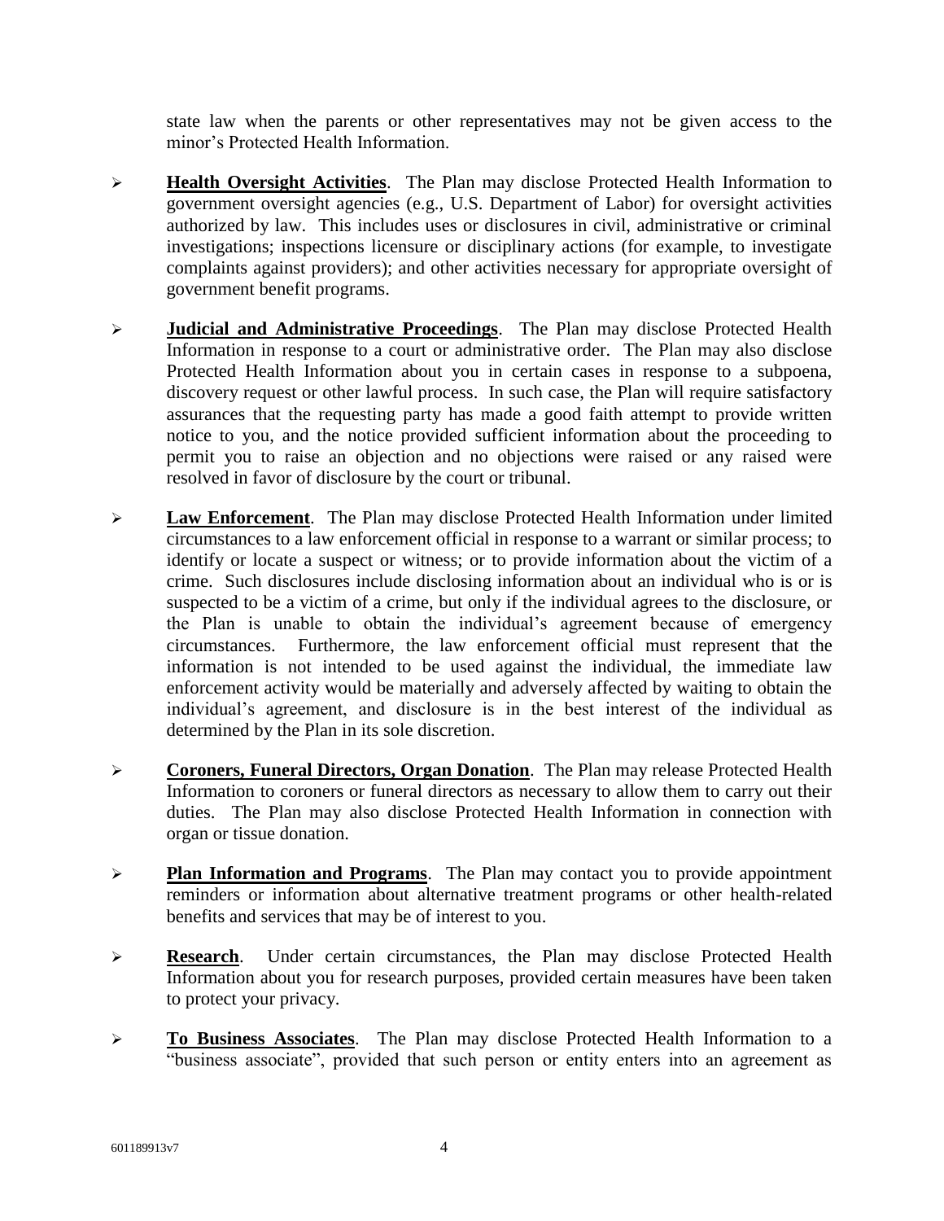state law when the parents or other representatives may not be given access to the minor's Protected Health Information.

- **Health Oversight Activities**. The Plan may disclose Protected Health Information to government oversight agencies (e.g., U.S. Department of Labor) for oversight activities authorized by law. This includes uses or disclosures in civil, administrative or criminal investigations; inspections licensure or disciplinary actions (for example, to investigate complaints against providers); and other activities necessary for appropriate oversight of government benefit programs.

- **Judicial and Administrative Proceedings**. The Plan may disclose Protected Health Information in response to a court or administrative order. The Plan may also disclose Protected Health Information about you in certain cases in response to a subpoena, discovery request or other lawful process. In such case, the Plan will require satisfactory assurances that the requesting party has made a good faith attempt to provide written notice to you, and the notice provided sufficient information about the proceeding to permit you to raise an objection and no objections were raised or any raised were resolved in favor of disclosure by the court or tribunal.

- **Law Enforcement**. The Plan may disclose Protected Health Information under limited circumstances to a law enforcement official in response to a warrant or similar process; to identify or locate a suspect or witness; or to provide information about the victim of a crime. Such disclosures include disclosing information about an individual who is or is suspected to be a victim of a crime, but only if the individual agrees to the disclosure, or the Plan is unable to obtain the individual's agreement because of emergency circumstances. Furthermore, the law enforcement official must represent that the information is not intended to be used against the individual, the immediate law enforcement activity would be materially and adversely affected by waiting to obtain the individual's agreement, and disclosure is in the best interest of the individual as determined by the Plan in its sole discretion.

- **Coroners, Funeral Directors, Organ Donation**. The Plan may release Protected Health Information to coroners or funeral directors as necessary to allow them to carry out their duties. The Plan may also disclose Protected Health Information in connection with organ or tissue donation.

- **Plan Information and Programs**. The Plan may contact you to provide appointment reminders or information about alternative treatment programs or other health-related benefits and services that may be of interest to you.

- **Research**. Under certain circumstances, the Plan may disclose Protected Health Information about you for research purposes, provided certain measures have been taken to protect your privacy.

- **To Business Associates**. The Plan may disclose Protected Health Information to a "business associate", provided that such person or entity enters into an agreement as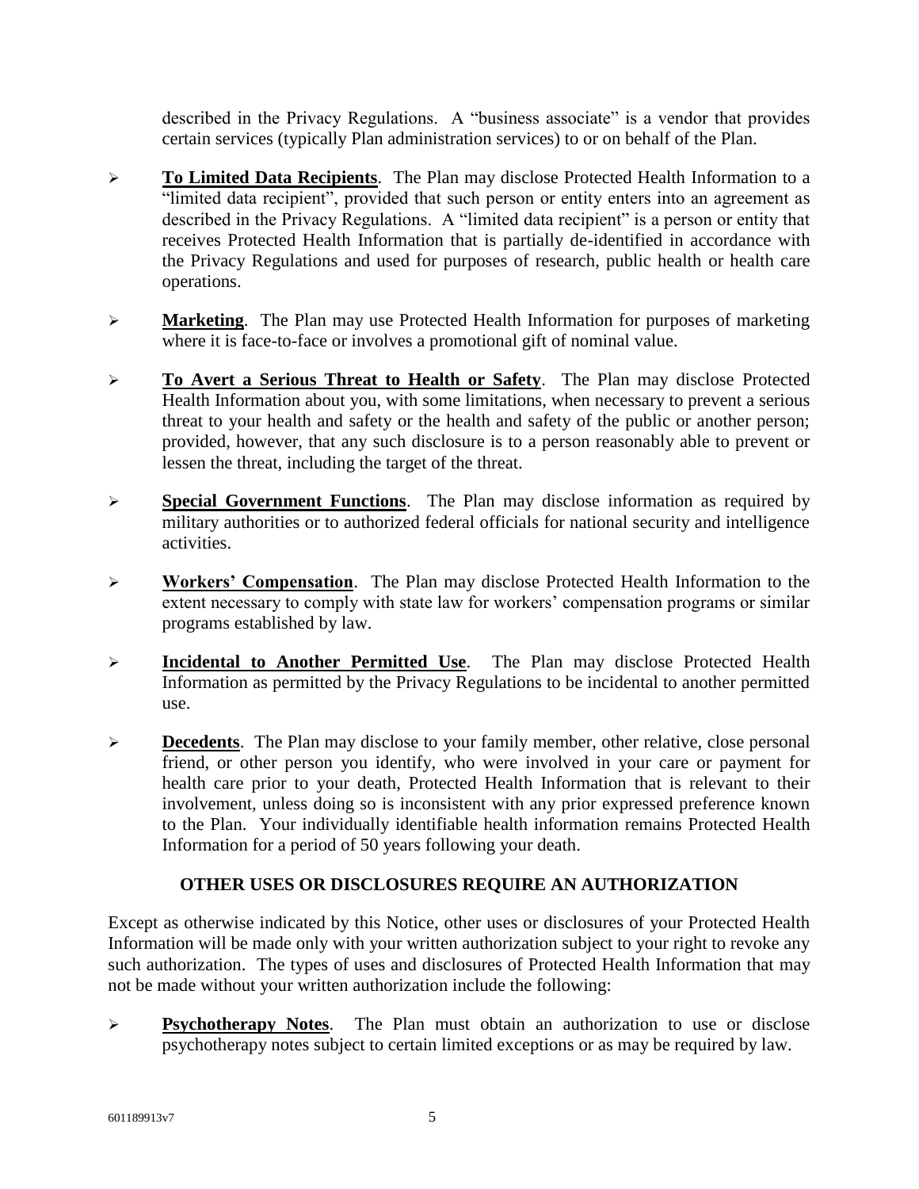described in the Privacy Regulations. A "business associate" is a vendor that provides certain services (typically Plan administration services) to or on behalf of the Plan.

- **To Limited Data Recipients**. The Plan may disclose Protected Health Information to a "limited data recipient", provided that such person or entity enters into an agreement as described in the Privacy Regulations. A "limited data recipient" is a person or entity that receives Protected Health Information that is partially de-identified in accordance with the Privacy Regulations and used for purposes of research, public health or health care operations.

- **Marketing**. The Plan may use Protected Health Information for purposes of marketing where it is face-to-face or involves a promotional gift of nominal value.

- **To Avert a Serious Threat to Health or Safety**. The Plan may disclose Protected Health Information about you, with some limitations, when necessary to prevent a serious threat to your health and safety or the health and safety of the public or another person; provided, however, that any such disclosure is to a person reasonably able to prevent or lessen the threat, including the target of the threat.

- **Special Government Functions**. The Plan may disclose information as required by military authorities or to authorized federal officials for national security and intelligence activities.

- **Workers' Compensation**. The Plan may disclose Protected Health Information to the extent necessary to comply with state law for workers' compensation programs or similar programs established by law.

- **Incidental to Another Permitted Use**. The Plan may disclose Protected Health Information as permitted by the Privacy Regulations to be incidental to another permitted use.

- **Decedents**. The Plan may disclose to your family member, other relative, close personal friend, or other person you identify, who were involved in your care or payment for health care prior to your death, Protected Health Information that is relevant to their involvement, unless doing so is inconsistent with any prior expressed preference known to the Plan. Your individually identifiable health information remains Protected Health Information for a period of 50 years following your death.

## OTHER USES OR DISCLOSURES REQUIRE AN AUTHORIZATION

Except as otherwise indicated by this Notice, other uses or disclosures of your Protected Health Information will be made only with your written authorization subject to your right to revoke any such authorization. The types of uses and disclosures of Protected Health Information that may not be made without your written authorization include the following:

- **Psychotherapy Notes**. The Plan must obtain an authorization to use or disclose psychotherapy notes subject to certain limited exceptions or as may be required by law.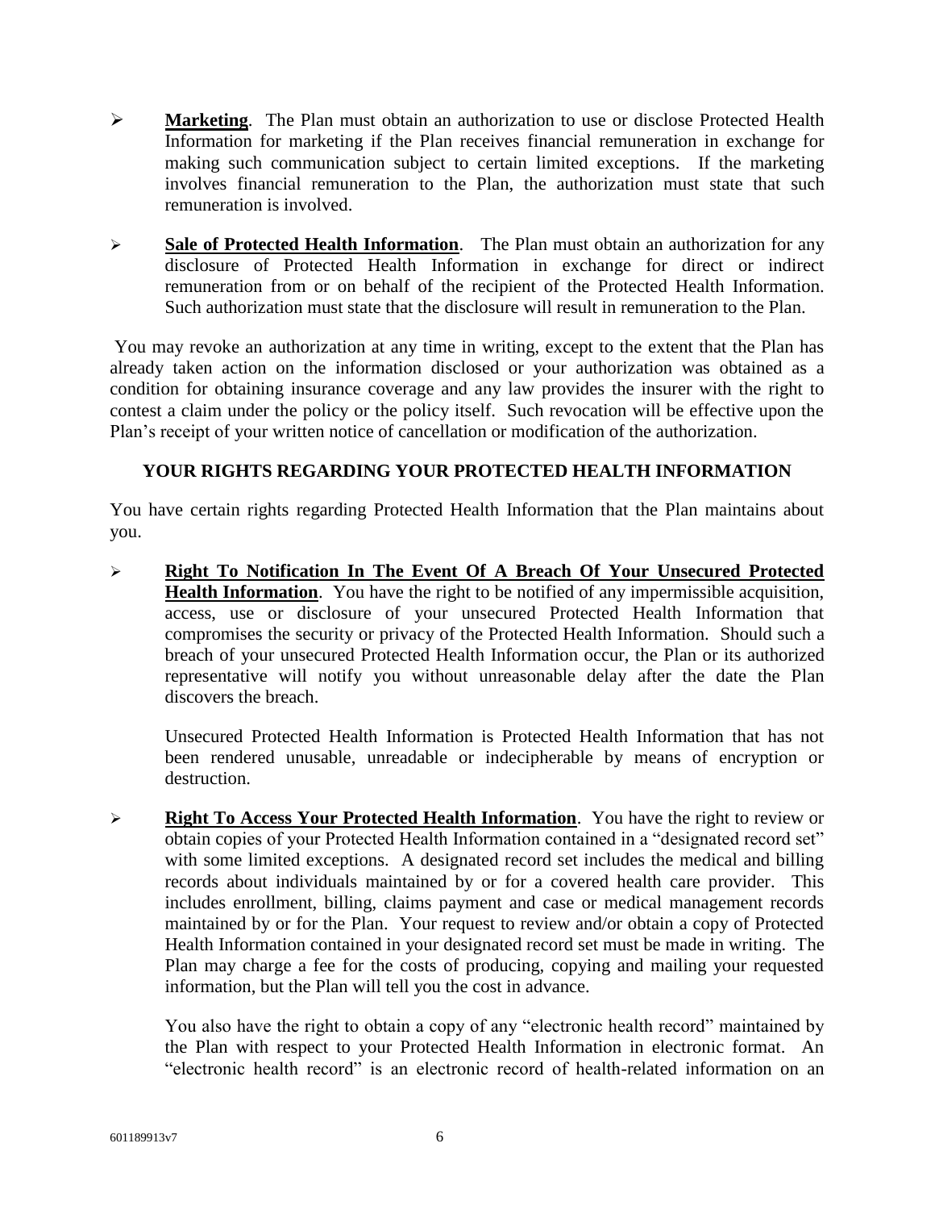- **Marketing**. The Plan must obtain an authorization to use or disclose Protected Health Information for marketing if the Plan receives financial remuneration in exchange for making such communication subject to certain limited exceptions. If the marketing involves financial remuneration to the Plan, the authorization must state that such remuneration is involved.

- **Sale of Protected Health Information**. The Plan must obtain an authorization for any disclosure of Protected Health Information in exchange for direct or indirect remuneration from or on behalf of the recipient of the Protected Health Information. Such authorization must state that the disclosure will result in remuneration to the Plan.

You may revoke an authorization at any time in writing, except to the extent that the Plan has already taken action on the information disclosed or your authorization was obtained as a condition for obtaining insurance coverage and any law provides the insurer with the right to contest a claim under the policy or the policy itself. Such revocation will be effective upon the Plan's receipt of your written notice of cancellation or modification of the authorization.

## YOUR RIGHTS REGARDING YOUR PROTECTED HEALTH INFORMATION

You have certain rights regarding Protected Health Information that the Plan maintains about you.

- **Right To Notification In The Event Of A Breach Of Your Unsecured Protected Health Information**. You have the right to be notified of any impermissible acquisition, access, use or disclosure of your unsecured Protected Health Information that compromises the security or privacy of the Protected Health Information. Should such a breach of your unsecured Protected Health Information occur, the Plan or its authorized representative will notify you without unreasonable delay after the date the Plan discovers the breach.

  Unsecured Protected Health Information is Protected Health Information that has not been rendered unusable, unreadable or indecipherable by means of encryption or destruction.

- **Right To Access Your Protected Health Information**. You have the right to review or obtain copies of your Protected Health Information contained in a "designated record set" with some limited exceptions. A designated record set includes the medical and billing records about individuals maintained by or for a covered health care provider. This includes enrollment, billing, claims payment and case or medical management records maintained by or for the Plan. Your request to review and/or obtain a copy of Protected Health Information contained in your designated record set must be made in writing. The Plan may charge a fee for the costs of producing, copying and mailing your requested information, but the Plan will tell you the cost in advance.

  You also have the right to obtain a copy of any "electronic health record" maintained by the Plan with respect to your Protected Health Information in electronic format. An "electronic health record" is an electronic record of health-related information on an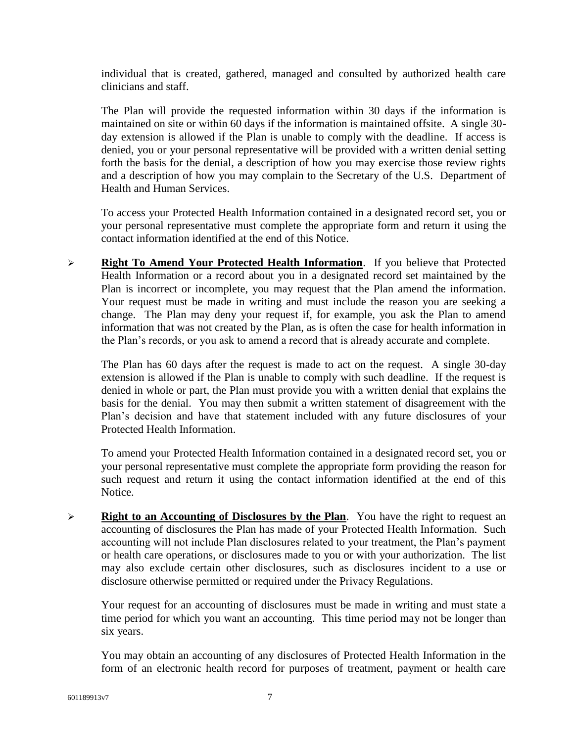individual that is created, gathered, managed and consulted by authorized health care clinicians and staff.

The Plan will provide the requested information within 30 days if the information is maintained on site or within 60 days if the information is maintained offsite. A single 30-day extension is allowed if the Plan is unable to comply with the deadline. If access is denied, you or your personal representative will be provided with a written denial setting forth the basis for the denial, a description of how you may exercise those review rights and a description of how you may complain to the Secretary of the U.S. Department of Health and Human Services.

To access your Protected Health Information contained in a designated record set, you or your personal representative must complete the appropriate form and return it using the contact information identified at the end of this Notice.

- **Right To Amend Your Protected Health Information**. If you believe that Protected Health Information or a record about you in a designated record set maintained by the Plan is incorrect or incomplete, you may request that the Plan amend the information. Your request must be made in writing and must include the reason you are seeking a change. The Plan may deny your request if, for example, you ask the Plan to amend information that was not created by the Plan, as is often the case for health information in the Plan's records, or you ask to amend a record that is already accurate and complete.

  The Plan has 60 days after the request is made to act on the request. A single 30-day extension is allowed if the Plan is unable to comply with such deadline. If the request is denied in whole or part, the Plan must provide you with a written denial that explains the basis for the denial. You may then submit a written statement of disagreement with the Plan's decision and have that statement included with any future disclosures of your Protected Health Information.

  To amend your Protected Health Information contained in a designated record set, you or your personal representative must complete the appropriate form providing the reason for such request and return it using the contact information identified at the end of this Notice.

- **Right to an Accounting of Disclosures by the Plan**. You have the right to request an accounting of disclosures the Plan has made of your Protected Health Information. Such accounting will not include Plan disclosures related to your treatment, the Plan's payment or health care operations, or disclosures made to you or with your authorization. The list may also exclude certain other disclosures, such as disclosures incident to a use or disclosure otherwise permitted or required under the Privacy Regulations.

  Your request for an accounting of disclosures must be made in writing and must state a time period for which you want an accounting. This time period may not be longer than six years.

  You may obtain an accounting of any disclosures of Protected Health Information in the form of an electronic health record for purposes of treatment, payment or health care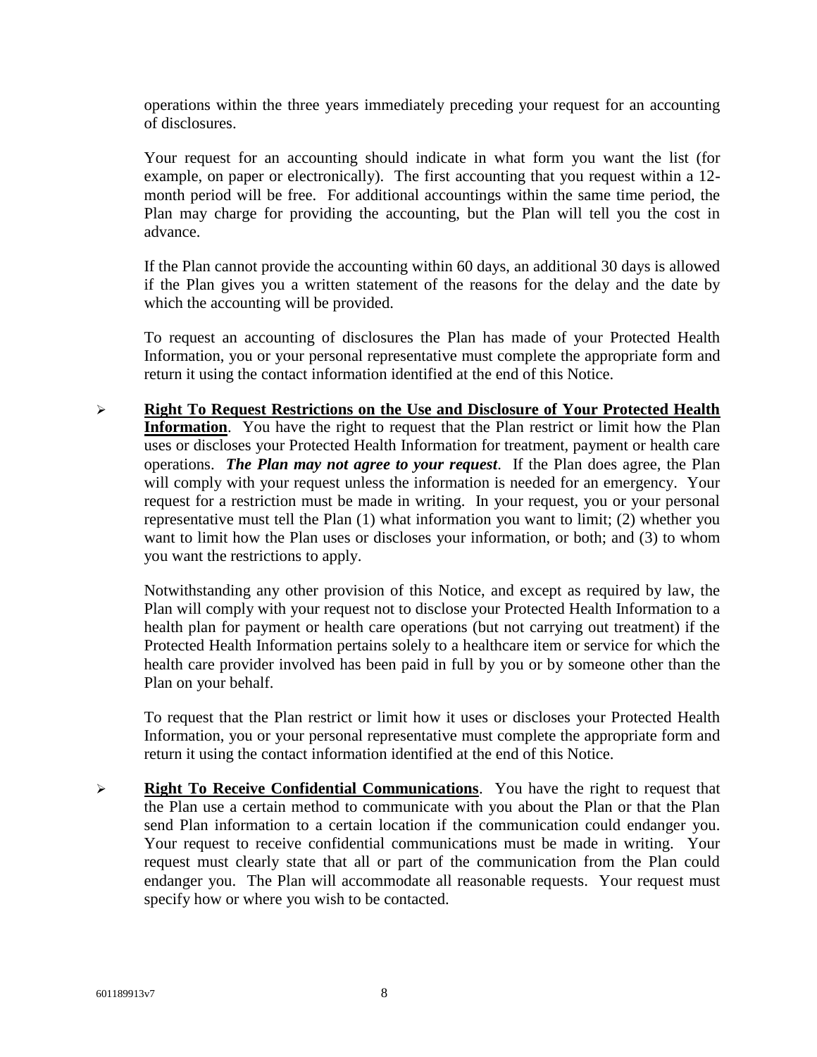operations within the three years immediately preceding your request for an accounting of disclosures.

Your request for an accounting should indicate in what form you want the list (for example, on paper or electronically). The first accounting that you request within a 12-month period will be free. For additional accountings within the same time period, the Plan may charge for providing the accounting, but the Plan will tell you the cost in advance.

If the Plan cannot provide the accounting within 60 days, an additional 30 days is allowed if the Plan gives you a written statement of the reasons for the delay and the date by which the accounting will be provided.

To request an accounting of disclosures the Plan has made of your Protected Health Information, you or your personal representative must complete the appropriate form and return it using the contact information identified at the end of this Notice.

- **Right To Request Restrictions on the Use and Disclosure of Your Protected Health Information**. You have the right to request that the Plan restrict or limit how the Plan uses or discloses your Protected Health Information for treatment, payment or health care operations. ***The Plan may not agree to your request***. If the Plan does agree, the Plan will comply with your request unless the information is needed for an emergency. Your request for a restriction must be made in writing. In your request, you or your personal representative must tell the Plan (1) what information you want to limit; (2) whether you want to limit how the Plan uses or discloses your information, or both; and (3) to whom you want the restrictions to apply.

  Notwithstanding any other provision of this Notice, and except as required by law, the Plan will comply with your request not to disclose your Protected Health Information to a health plan for payment or health care operations (but not carrying out treatment) if the Protected Health Information pertains solely to a healthcare item or service for which the health care provider involved has been paid in full by you or by someone other than the Plan on your behalf.

  To request that the Plan restrict or limit how it uses or discloses your Protected Health Information, you or your personal representative must complete the appropriate form and return it using the contact information identified at the end of this Notice.

- **Right To Receive Confidential Communications**. You have the right to request that the Plan use a certain method to communicate with you about the Plan or that the Plan send Plan information to a certain location if the communication could endanger you. Your request to receive confidential communications must be made in writing. Your request must clearly state that all or part of the communication from the Plan could endanger you. The Plan will accommodate all reasonable requests. Your request must specify how or where you wish to be contacted.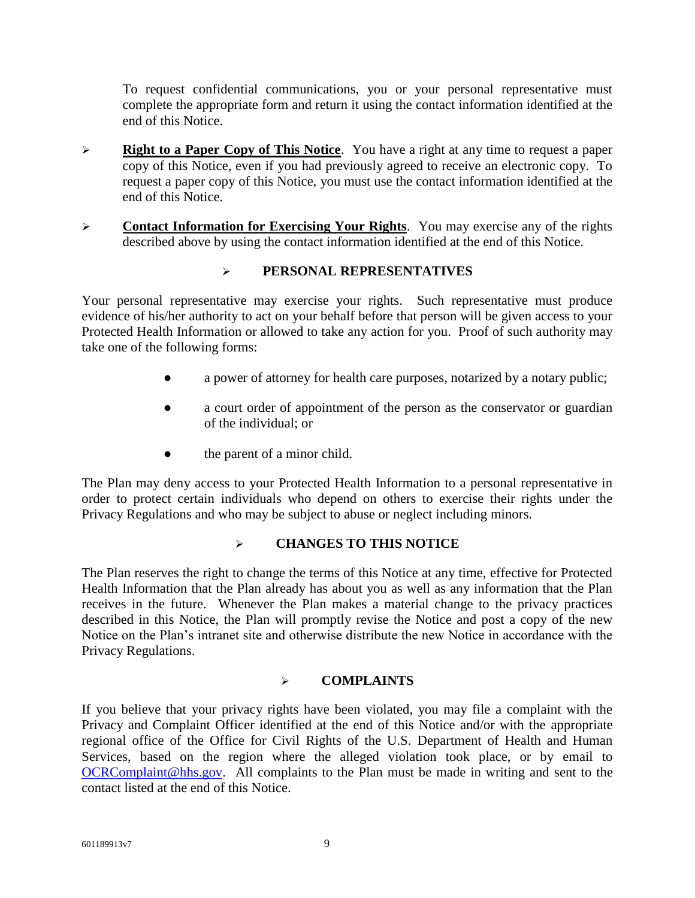To request confidential communications, you or your personal representative must complete the appropriate form and return it using the contact information identified at the end of this Notice.

- **Right to a Paper Copy of This Notice**. You have a right at any time to request a paper copy of this Notice, even if you had previously agreed to receive an electronic copy. To request a paper copy of this Notice, you must use the contact information identified at the end of this Notice.

- **Contact Information for Exercising Your Rights**. You may exercise any of the rights described above by using the contact information identified at the end of this Notice.

## PERSONAL REPRESENTATIVES

Your personal representative may exercise your rights. Such representative must produce evidence of his/her authority to act on your behalf before that person will be given access to your Protected Health Information or allowed to take any action for you. Proof of such authority may take one of the following forms:

- a power of attorney for health care purposes, notarized by a notary public;
- a court order of appointment of the person as the conservator or guardian of the individual; or
- the parent of a minor child.

The Plan may deny access to your Protected Health Information to a personal representative in order to protect certain individuals who depend on others to exercise their rights under the Privacy Regulations and who may be subject to abuse or neglect including minors.

## CHANGES TO THIS NOTICE

The Plan reserves the right to change the terms of this Notice at any time, effective for Protected Health Information that the Plan already has about you as well as any information that the Plan receives in the future. Whenever the Plan makes a material change to the privacy practices described in this Notice, the Plan will promptly revise the Notice and post a copy of the new Notice on the Plan's intranet site and otherwise distribute the new Notice in accordance with the Privacy Regulations.

## COMPLAINTS

If you believe that your privacy rights have been violated, you may file a complaint with the Privacy and Complaint Officer identified at the end of this Notice and/or with the appropriate regional office of the Office for Civil Rights of the U.S. Department of Health and Human Services, based on the region where the alleged violation took place, or by email to OCRComplaint@hhs.gov. All complaints to the Plan must be made in writing and sent to the contact listed at the end of this Notice.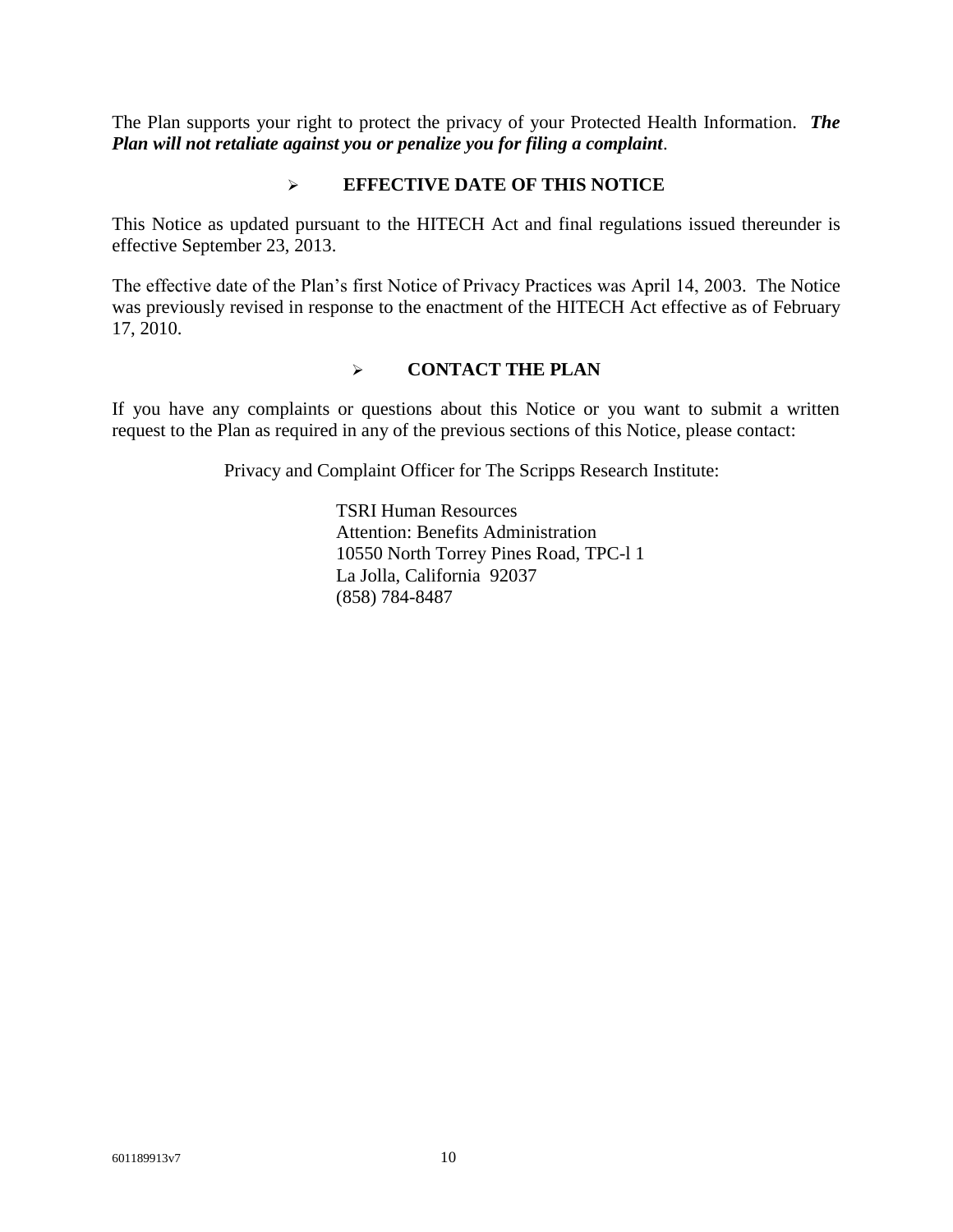The Plan supports your right to protect the privacy of your Protected Health Information. ***The Plan will not retaliate against you or penalize you for filing a complaint***.

## EFFECTIVE DATE OF THIS NOTICE

This Notice as updated pursuant to the HITECH Act and final regulations issued thereunder is effective September 23, 2013.

The effective date of the Plan's first Notice of Privacy Practices was April 14, 2003. The Notice was previously revised in response to the enactment of the HITECH Act effective as of February 17, 2010.

## CONTACT THE PLAN

If you have any complaints or questions about this Notice or you want to submit a written request to the Plan as required in any of the previous sections of this Notice, please contact:

Privacy and Complaint Officer for The Scripps Research Institute:

TSRI Human Resources
Attention: Benefits Administration
10550 North Torrey Pines Road, TPC-l 1
La Jolla, California 92037
(858) 784-8487

601189913v7